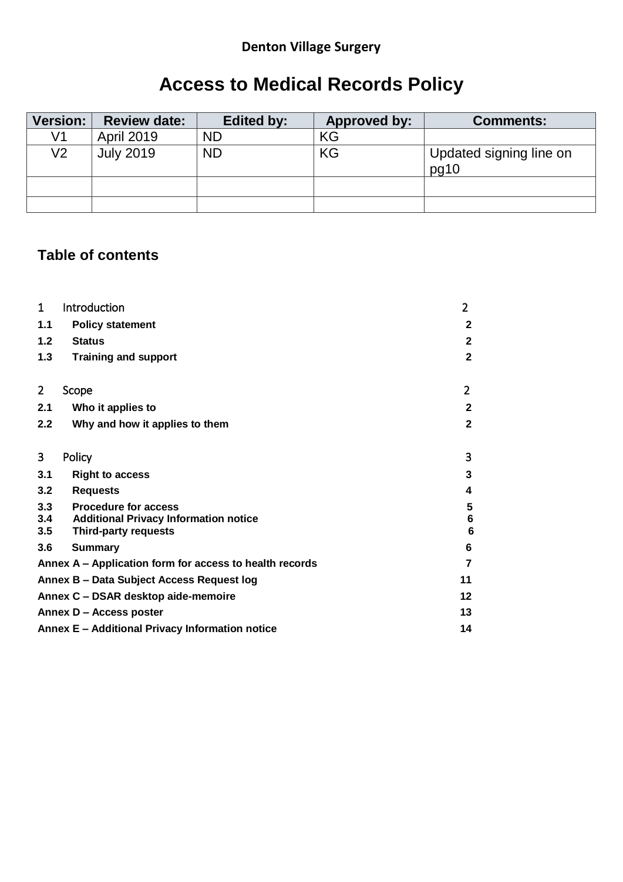**Denton Village Surgery**

# Access to Medical Records Policy

| Version: | Review date: | Edited by: | Approved by: | Comments: |
|---|---|---|---|---|
| V1 | April 2019 | ND | KG | |
| V2 | July 2019 | ND | KG | Updated signing line on pg10 |
| | | | | |
| | | | | |

## Table of contents

| | | |
|---|---|---|
| 1 | Introduction | 2 |
| **1.1** | **Policy statement** | **2** |
| **1.2** | **Status** | **2** |
| **1.3** | **Training and support** | **2** |
| 2 | Scope | 2 |
| **2.1** | **Who it applies to** | **2** |
| **2.2** | **Why and how it applies to them** | **2** |
| 3 | Policy | 3 |
| **3.1** | **Right to access** | **3** |
| **3.2** | **Requests** | **4** |
| **3.3** | **Procedure for access** | **5** |
| **3.4** | **Additional Privacy Information notice** | **6** |
| **3.5** | **Third-party requests** | **6** |
| **3.6** | **Summary** | **6** |
| | **Annex A – Application form for access to health records** | **7** |
| | **Annex B – Data Subject Access Request log** | **11** |
| | **Annex C – DSAR desktop aide-memoire** | **12** |
| | **Annex D – Access poster** | **13** |
| | **Annex E – Additional Privacy Information notice** | **14** |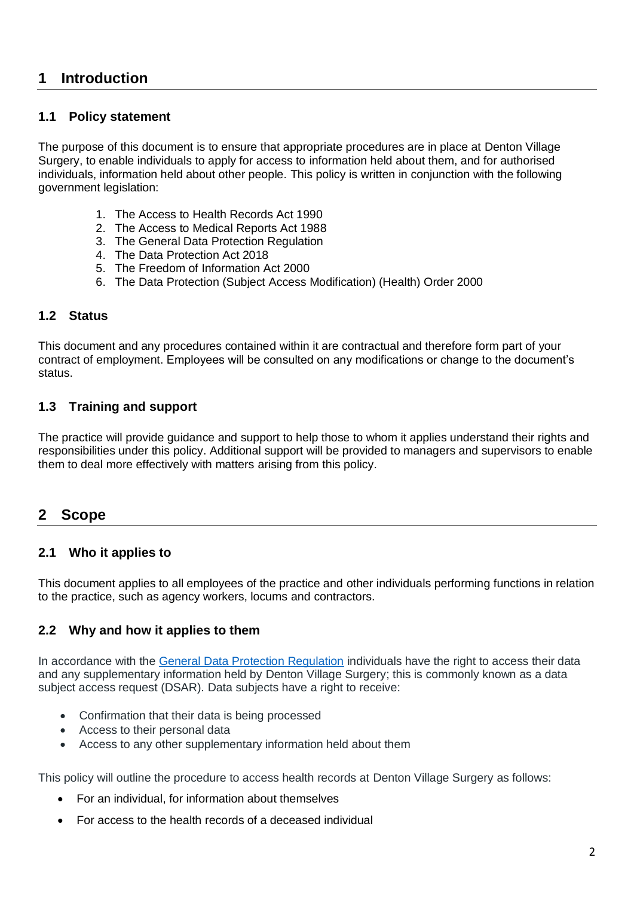# 1 Introduction

## 1.1 Policy statement

The purpose of this document is to ensure that appropriate procedures are in place at Denton Village Surgery, to enable individuals to apply for access to information held about them, and for authorised individuals, information held about other people. This policy is written in conjunction with the following government legislation:

1. The Access to Health Records Act 1990
2. The Access to Medical Reports Act 1988
3. The General Data Protection Regulation
4. The Data Protection Act 2018
5. The Freedom of Information Act 2000
6. The Data Protection (Subject Access Modification) (Health) Order 2000

## 1.2 Status

This document and any procedures contained within it are contractual and therefore form part of your contract of employment. Employees will be consulted on any modifications or change to the document's status.

## 1.3 Training and support

The practice will provide guidance and support to help those to whom it applies understand their rights and responsibilities under this policy. Additional support will be provided to managers and supervisors to enable them to deal more effectively with matters arising from this policy.

# 2 Scope

## 2.1 Who it applies to

This document applies to all employees of the practice and other individuals performing functions in relation to the practice, such as agency workers, locums and contractors.

## 2.2 Why and how it applies to them

In accordance with the General Data Protection Regulation individuals have the right to access their data and any supplementary information held by Denton Village Surgery; this is commonly known as a data subject access request (DSAR). Data subjects have a right to receive:

- Confirmation that their data is being processed
- Access to their personal data
- Access to any other supplementary information held about them

This policy will outline the procedure to access health records at Denton Village Surgery as follows:

- For an individual, for information about themselves
- For access to the health records of a deceased individual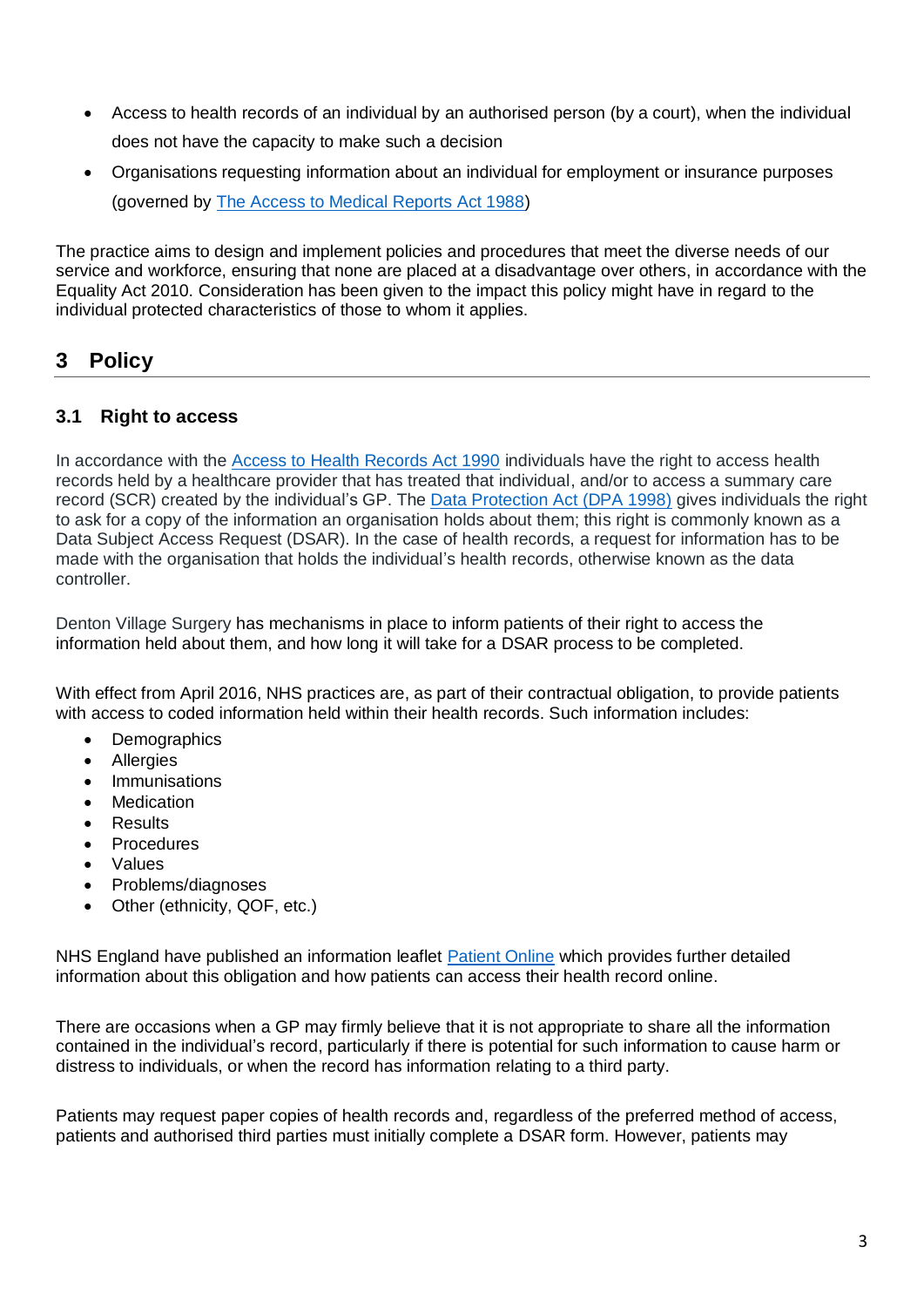- Access to health records of an individual by an authorised person (by a court), when the individual does not have the capacity to make such a decision
- Organisations requesting information about an individual for employment or insurance purposes (governed by [The Access to Medical Reports Act 1988](#))

The practice aims to design and implement policies and procedures that meet the diverse needs of our service and workforce, ensuring that none are placed at a disadvantage over others, in accordance with the Equality Act 2010. Consideration has been given to the impact this policy might have in regard to the individual protected characteristics of those to whom it applies.

## 3 Policy

### 3.1 Right to access

In accordance with the [Access to Health Records Act 1990](#) individuals have the right to access health records held by a healthcare provider that has treated that individual, and/or to access a summary care record (SCR) created by the individual's GP. The [Data Protection Act (DPA 1998)](#) gives individuals the right to ask for a copy of the information an organisation holds about them; this right is commonly known as a Data Subject Access Request (DSAR). In the case of health records, a request for information has to be made with the organisation that holds the individual's health records, otherwise known as the data controller.

Denton Village Surgery has mechanisms in place to inform patients of their right to access the information held about them, and how long it will take for a DSAR process to be completed.

With effect from April 2016, NHS practices are, as part of their contractual obligation, to provide patients with access to coded information held within their health records. Such information includes:

- Demographics
- Allergies
- Immunisations
- Medication
- Results
- Procedures
- Values
- Problems/diagnoses
- Other (ethnicity, QOF, etc.)

NHS England have published an information leaflet [Patient Online](#) which provides further detailed information about this obligation and how patients can access their health record online.

There are occasions when a GP may firmly believe that it is not appropriate to share all the information contained in the individual's record, particularly if there is potential for such information to cause harm or distress to individuals, or when the record has information relating to a third party.

Patients may request paper copies of health records and, regardless of the preferred method of access, patients and authorised third parties must initially complete a DSAR form. However, patients may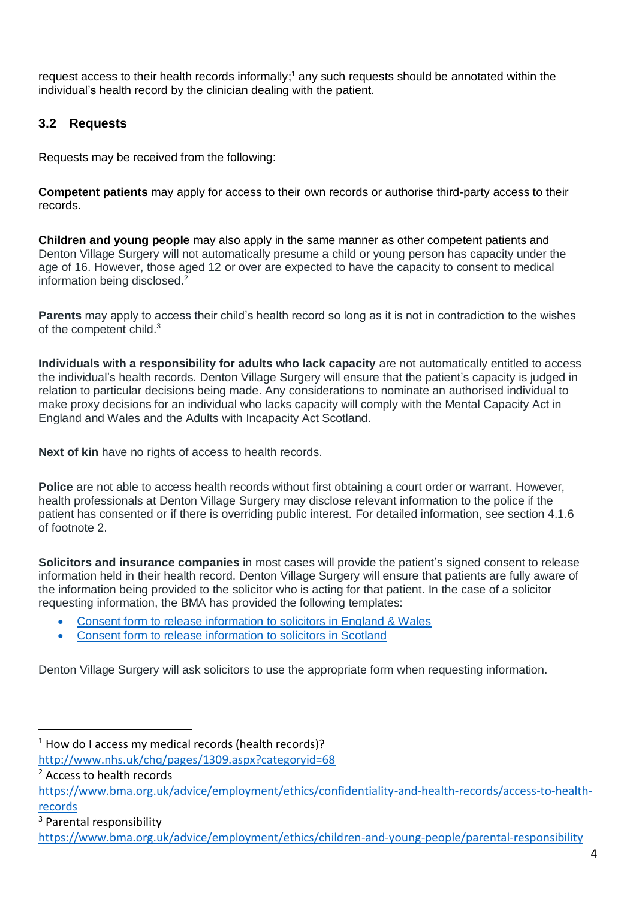request access to their health records informally;[1] any such requests should be annotated within the individual's health record by the clinician dealing with the patient.

## 3.2 Requests

Requests may be received from the following:

**Competent patients** may apply for access to their own records or authorise third-party access to their records.

**Children and young people** may also apply in the same manner as other competent patients and Denton Village Surgery will not automatically presume a child or young person has capacity under the age of 16. However, those aged 12 or over are expected to have the capacity to consent to medical information being disclosed.[2]

**Parents** may apply to access their child's health record so long as it is not in contradiction to the wishes of the competent child.[3]

**Individuals with a responsibility for adults who lack capacity** are not automatically entitled to access the individual's health records. Denton Village Surgery will ensure that the patient's capacity is judged in relation to particular decisions being made. Any considerations to nominate an authorised individual to make proxy decisions for an individual who lacks capacity will comply with the Mental Capacity Act in England and Wales and the Adults with Incapacity Act Scotland.

**Next of kin** have no rights of access to health records.

**Police** are not able to access health records without first obtaining a court order or warrant. However, health professionals at Denton Village Surgery may disclose relevant information to the police if the patient has consented or if there is overriding public interest. For detailed information, see section 4.1.6 of footnote 2.

**Solicitors and insurance companies** in most cases will provide the patient's signed consent to release information held in their health record. Denton Village Surgery will ensure that patients are fully aware of the information being provided to the solicitor who is acting for that patient. In the case of a solicitor requesting information, the BMA has provided the following templates:

- Consent form to release information to solicitors in England & Wales
- Consent form to release information to solicitors in Scotland

Denton Village Surgery will ask solicitors to use the appropriate form when requesting information.

---

[1] How do I access my medical records (health records)?
http://www.nhs.uk/chq/pages/1309.aspx?categoryid=68

[2] Access to health records
https://www.bma.org.uk/advice/employment/ethics/confidentiality-and-health-records/access-to-health-records

[3] Parental responsibility
https://www.bma.org.uk/advice/employment/ethics/children-and-young-people/parental-responsibility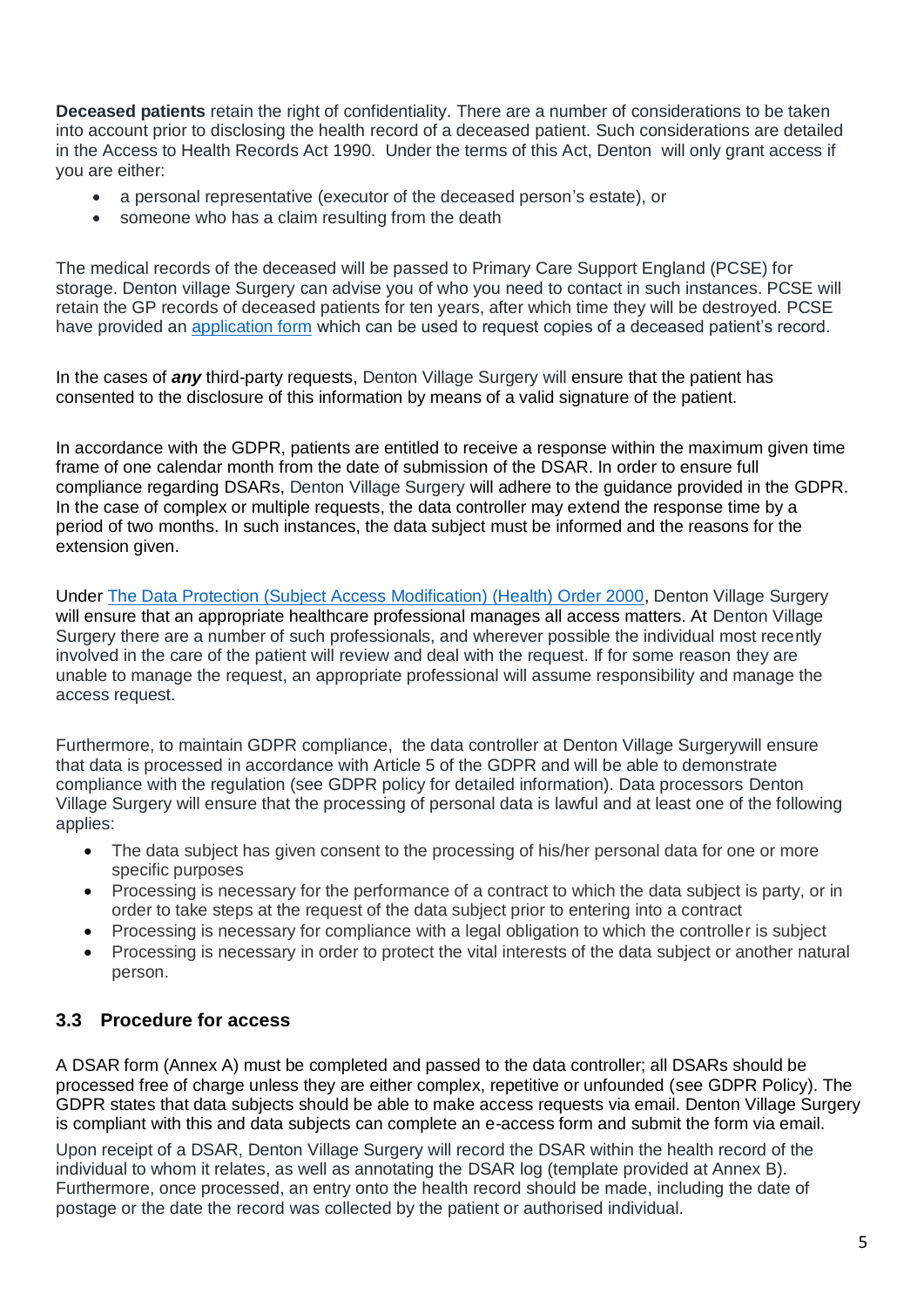**Deceased patients** retain the right of confidentiality. There are a number of considerations to be taken into account prior to disclosing the health record of a deceased patient. Such considerations are detailed in the Access to Health Records Act 1990. Under the terms of this Act, Denton will only grant access if you are either:

- a personal representative (executor of the deceased person's estate), or
- someone who has a claim resulting from the death

The medical records of the deceased will be passed to Primary Care Support England (PCSE) for storage. Denton village Surgery can advise you of who you need to contact in such instances. PCSE will retain the GP records of deceased patients for ten years, after which time they will be destroyed. PCSE have provided an application form which can be used to request copies of a deceased patient's record.

In the cases of ***any*** third-party requests, Denton Village Surgery will ensure that the patient has consented to the disclosure of this information by means of a valid signature of the patient.

In accordance with the GDPR, patients are entitled to receive a response within the maximum given time frame of one calendar month from the date of submission of the DSAR. In order to ensure full compliance regarding DSARs, Denton Village Surgery will adhere to the guidance provided in the GDPR. In the case of complex or multiple requests, the data controller may extend the response time by a period of two months. In such instances, the data subject must be informed and the reasons for the extension given.

Under The Data Protection (Subject Access Modification) (Health) Order 2000, Denton Village Surgery will ensure that an appropriate healthcare professional manages all access matters. At Denton Village Surgery there are a number of such professionals, and wherever possible the individual most recently involved in the care of the patient will review and deal with the request. If for some reason they are unable to manage the request, an appropriate professional will assume responsibility and manage the access request.

Furthermore, to maintain GDPR compliance, the data controller at Denton Village Surgerywill ensure that data is processed in accordance with Article 5 of the GDPR and will be able to demonstrate compliance with the regulation (see GDPR policy for detailed information). Data processors Denton Village Surgery will ensure that the processing of personal data is lawful and at least one of the following applies:

- The data subject has given consent to the processing of his/her personal data for one or more specific purposes
- Processing is necessary for the performance of a contract to which the data subject is party, or in order to take steps at the request of the data subject prior to entering into a contract
- Processing is necessary for compliance with a legal obligation to which the controller is subject
- Processing is necessary in order to protect the vital interests of the data subject or another natural person.

### 3.3 Procedure for access

A DSAR form (Annex A) must be completed and passed to the data controller; all DSARs should be processed free of charge unless they are either complex, repetitive or unfounded (see GDPR Policy). The GDPR states that data subjects should be able to make access requests via email. Denton Village Surgery is compliant with this and data subjects can complete an e-access form and submit the form via email.

Upon receipt of a DSAR, Denton Village Surgery will record the DSAR within the health record of the individual to whom it relates, as well as annotating the DSAR log (template provided at Annex B). Furthermore, once processed, an entry onto the health record should be made, including the date of postage or the date the record was collected by the patient or authorised individual.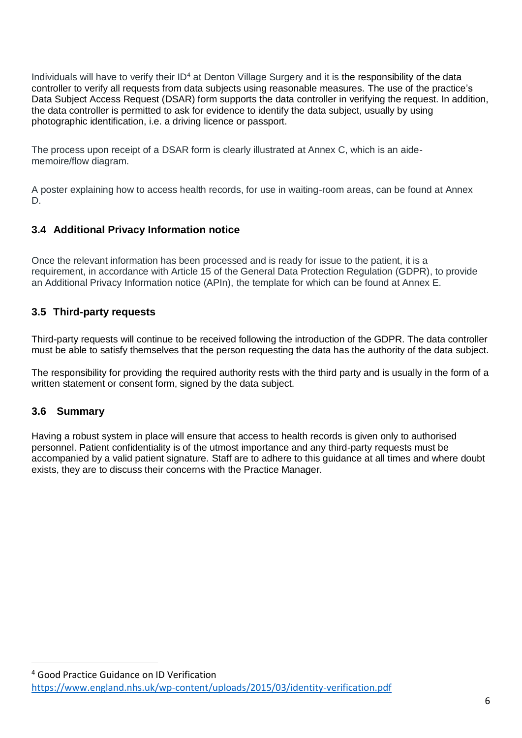Individuals will have to verify their ID[4] at Denton Village Surgery and it is the responsibility of the data controller to verify all requests from data subjects using reasonable measures. The use of the practice's Data Subject Access Request (DSAR) form supports the data controller in verifying the request. In addition, the data controller is permitted to ask for evidence to identify the data subject, usually by using photographic identification, i.e. a driving licence or passport.

The process upon receipt of a DSAR form is clearly illustrated at Annex C, which is an aide-memoire/flow diagram.

A poster explaining how to access health records, for use in waiting-room areas, can be found at Annex D.

### 3.4 Additional Privacy Information notice

Once the relevant information has been processed and is ready for issue to the patient, it is a requirement, in accordance with Article 15 of the General Data Protection Regulation (GDPR), to provide an Additional Privacy Information notice (APIn), the template for which can be found at Annex E.

### 3.5 Third-party requests

Third-party requests will continue to be received following the introduction of the GDPR. The data controller must be able to satisfy themselves that the person requesting the data has the authority of the data subject.

The responsibility for providing the required authority rests with the third party and is usually in the form of a written statement or consent form, signed by the data subject.

### 3.6 Summary

Having a robust system in place will ensure that access to health records is given only to authorised personnel. Patient confidentiality is of the utmost importance and any third-party requests must be accompanied by a valid patient signature. Staff are to adhere to this guidance at all times and where doubt exists, they are to discuss their concerns with the Practice Manager.

---

[4] Good Practice Guidance on ID Verification https://www.england.nhs.uk/wp-content/uploads/2015/03/identity-verification.pdf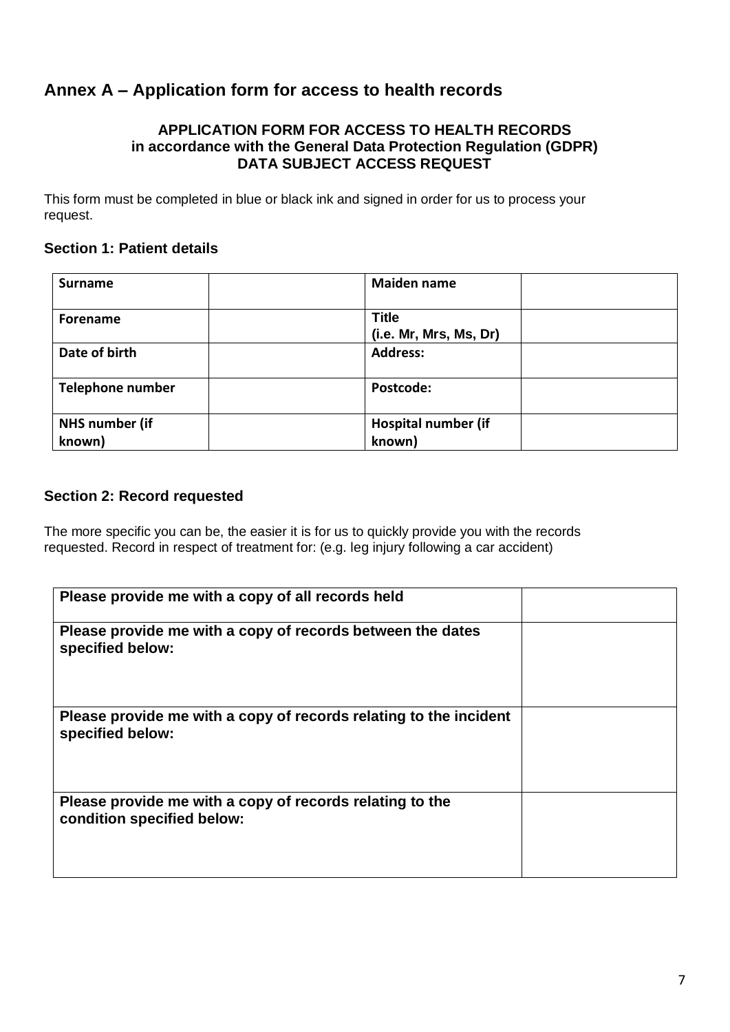## Annex A – Application form for access to health records

**APPLICATION FORM FOR ACCESS TO HEALTH RECORDS**
**in accordance with the General Data Protection Regulation (GDPR)**
**DATA SUBJECT ACCESS REQUEST**

This form must be completed in blue or black ink and signed in order for us to process your request.

### Section 1: Patient details

| **Surname** | | **Maiden name** | |
|---|---|---|---|
| **Forename** | | **Title (i.e. Mr, Mrs, Ms, Dr)** | |
| **Date of birth** | | **Address:** | |
| **Telephone number** | | **Postcode:** | |
| **NHS number (if known)** | | **Hospital number (if known)** | |

### Section 2: Record requested

The more specific you can be, the easier it is for us to quickly provide you with the records requested. Record in respect of treatment for: (e.g. leg injury following a car accident)

| **Please provide me with a copy of all records held** | |
|---|---|
| **Please provide me with a copy of records between the dates specified below:** | |
| **Please provide me with a copy of records relating to the incident specified below:** | |
| **Please provide me with a copy of records relating to the condition specified below:** | |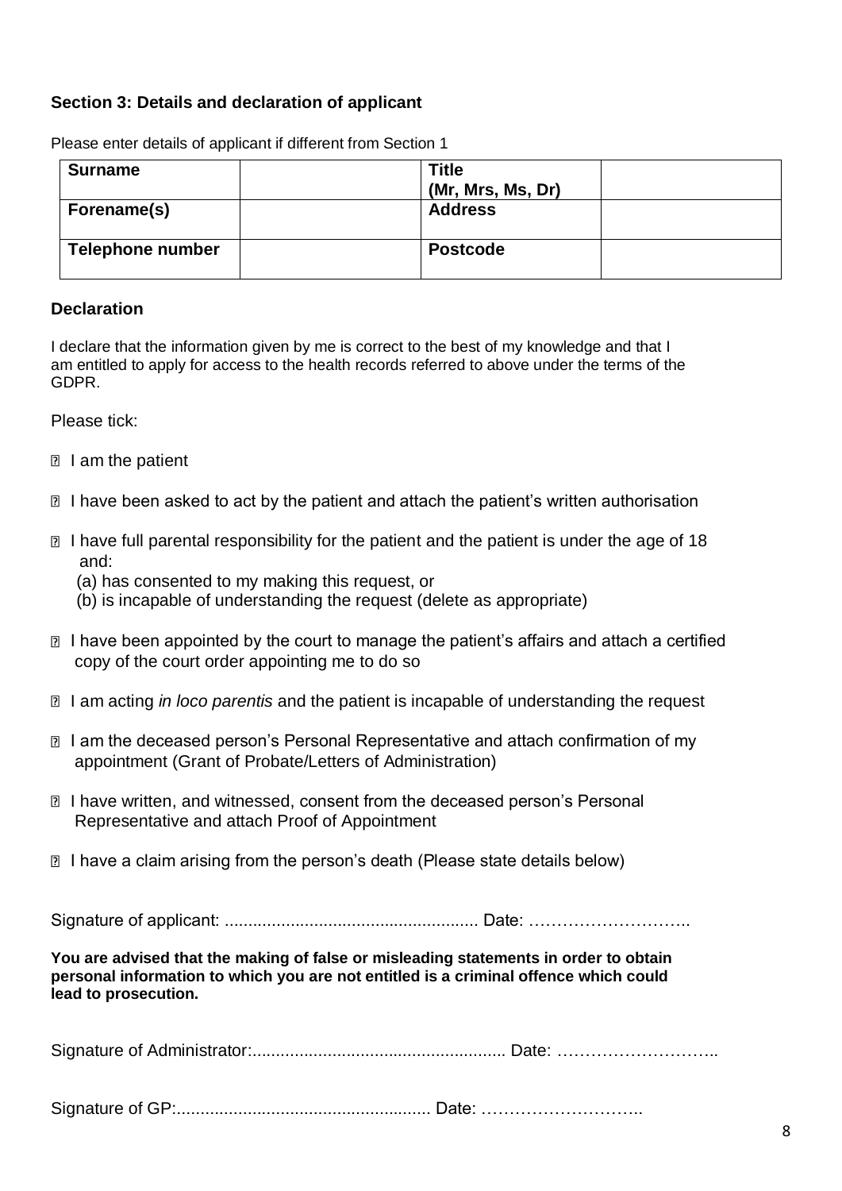### Section 3: Details and declaration of applicant

Please enter details of applicant if different from Section 1

| Surname | | Title (Mr, Mrs, Ms, Dr) | |
|---|---|---|---|
| Forename(s) | | Address | |
| Telephone number | | Postcode | |

### Declaration

I declare that the information given by me is correct to the best of my knowledge and that I am entitled to apply for access to the health records referred to above under the terms of the GDPR.

Please tick:

- ☐ I am the patient
- ☐ I have been asked to act by the patient and attach the patient's written authorisation
- ☐ I have full parental responsibility for the patient and the patient is under the age of 18 and:
  (a) has consented to my making this request, or
  (b) is incapable of understanding the request (delete as appropriate)
- ☐ I have been appointed by the court to manage the patient's affairs and attach a certified copy of the court order appointing me to do so
- ☐ I am acting *in loco parentis* and the patient is incapable of understanding the request
- ☐ I am the deceased person's Personal Representative and attach confirmation of my appointment (Grant of Probate/Letters of Administration)
- ☐ I have written, and witnessed, consent from the deceased person's Personal Representative and attach Proof of Appointment
- ☐ I have a claim arising from the person's death (Please state details below)

Signature of applicant: ...................................................... Date: ………………………..

**You are advised that the making of false or misleading statements in order to obtain personal information to which you are not entitled is a criminal offence which could lead to prosecution.**

Signature of Administrator:...................................................... Date: ………………………..

Signature of GP:...................................................... Date: ………………………..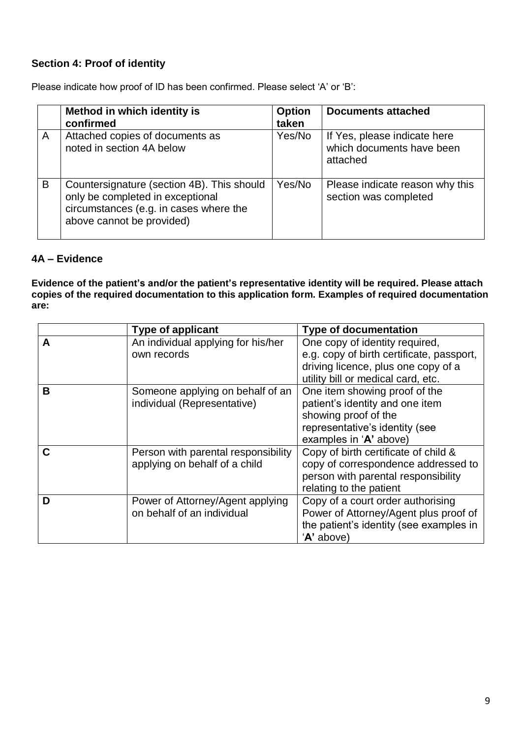### Section 4: Proof of identity

Please indicate how proof of ID has been confirmed. Please select 'A' or 'B':

| | Method in which identity is confirmed | Option taken | Documents attached |
|---|---|---|---|
| A | Attached copies of documents as noted in section 4A below | Yes/No | If Yes, please indicate here which documents have been attached |
| B | Countersignature (section 4B). This should only be completed in exceptional circumstances (e.g. in cases where the above cannot be provided) | Yes/No | Please indicate reason why this section was completed |

### 4A – Evidence

**Evidence of the patient's and/or the patient's representative identity will be required. Please attach copies of the required documentation to this application form. Examples of required documentation are:**

| | Type of applicant | Type of documentation |
|---|---|---|
| **A** | An individual applying for his/her own records | One copy of identity required, e.g. copy of birth certificate, passport, driving licence, plus one copy of a utility bill or medical card, etc. |
| **B** | Someone applying on behalf of an individual (Representative) | One item showing proof of the patient's identity and one item showing proof of the representative's identity (see examples in '**A'** above) |
| **C** | Person with parental responsibility applying on behalf of a child | Copy of birth certificate of child & copy of correspondence addressed to person with parental responsibility relating to the patient |
| **D** | Power of Attorney/Agent applying on behalf of an individual | Copy of a court order authorising Power of Attorney/Agent plus proof of the patient's identity (see examples in '**A'** above) |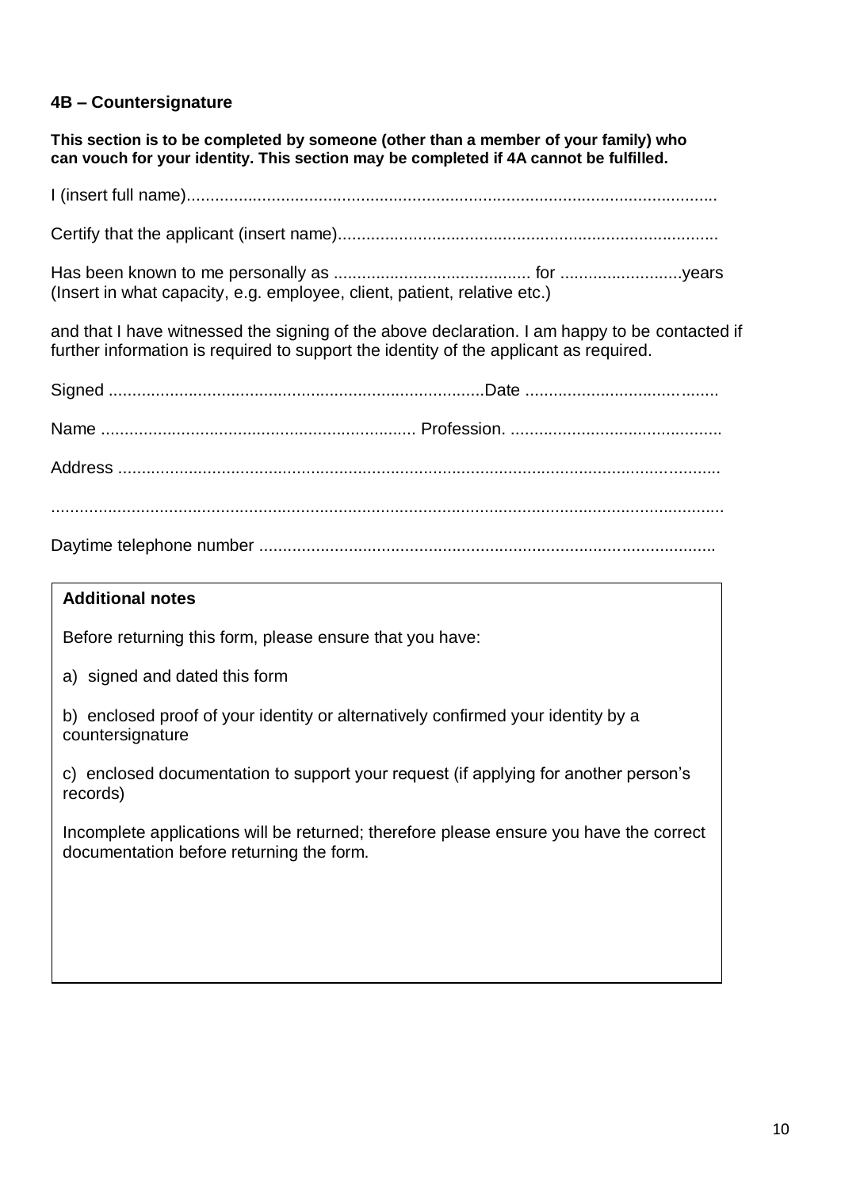### 4B – Countersignature

**This section is to be completed by someone (other than a member of your family) who can vouch for your identity. This section may be completed if 4A cannot be fulfilled.**

I (insert full name)................................................................................................................

Certify that the applicant (insert name)................................................................................

Has been known to me personally as .......................................... for ..........................years
(Insert in what capacity, e.g. employee, client, patient, relative etc.)

and that I have witnessed the signing of the above declaration. I am happy to be contacted if further information is required to support the identity of the applicant as required.

Signed ...............................................................................Date .........................................

Name .................................................................. Profession. .............................................

Address ...............................................................................................................................

...............................................................................................................................................

Daytime telephone number ................................................................................................

**Additional notes**

Before returning this form, please ensure that you have:

a) signed and dated this form

b) enclosed proof of your identity or alternatively confirmed your identity by a countersignature

c) enclosed documentation to support your request (if applying for another person's records)

Incomplete applications will be returned; therefore please ensure you have the correct documentation before returning the form.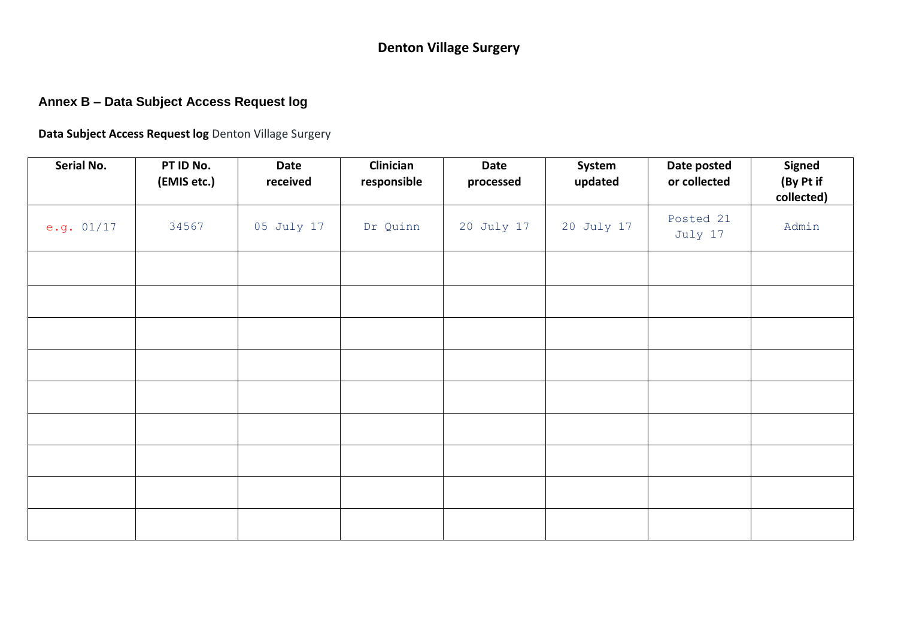# Denton Village Surgery

## Annex B – Data Subject Access Request log

**Data Subject Access Request log** Denton Village Surgery

| Serial No. | PT ID No. (EMIS etc.) | Date received | Clinician responsible | Date processed | System updated | Date posted or collected | Signed (By Pt if collected) |
|---|---|---|---|---|---|---|---|
| e.g. 01/17 | 34567 | 05 July 17 | Dr Quinn | 20 July 17 | 20 July 17 | Posted 21 July 17 | Admin |
| | | | | | | | |
| | | | | | | | |
| | | | | | | | |
| | | | | | | | |
| | | | | | | | |
| | | | | | | | |
| | | | | | | | |
| | | | | | | | |
| | | | | | | | |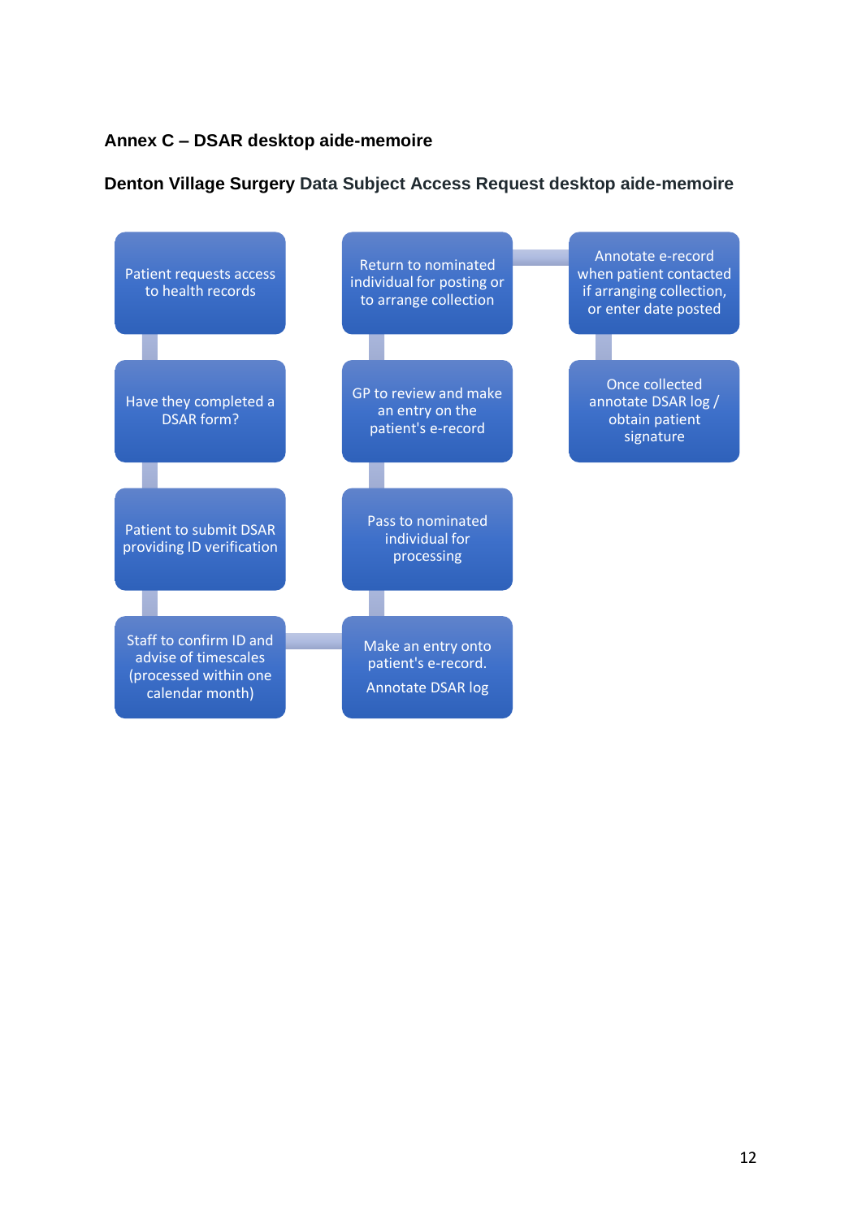## Annex C – DSAR desktop aide-memoire

**Denton Village Surgery Data Subject Access Request desktop aide-memoire**

1. Patient requests access to health records
2. Have they completed a DSAR form?
3. Patient to submit DSAR providing ID verification
4. Staff to confirm ID and advise of timescales (processed within one calendar month)
5. Make an entry onto patient's e-record. Annotate DSAR log
6. Pass to nominated individual for processing
7. GP to review and make an entry on the patient's e-record
8. Return to nominated individual for posting or to arrange collection
9. Annotate e-record when patient contacted if arranging collection, or enter date posted
10. Once collected annotate DSAR log / obtain patient signature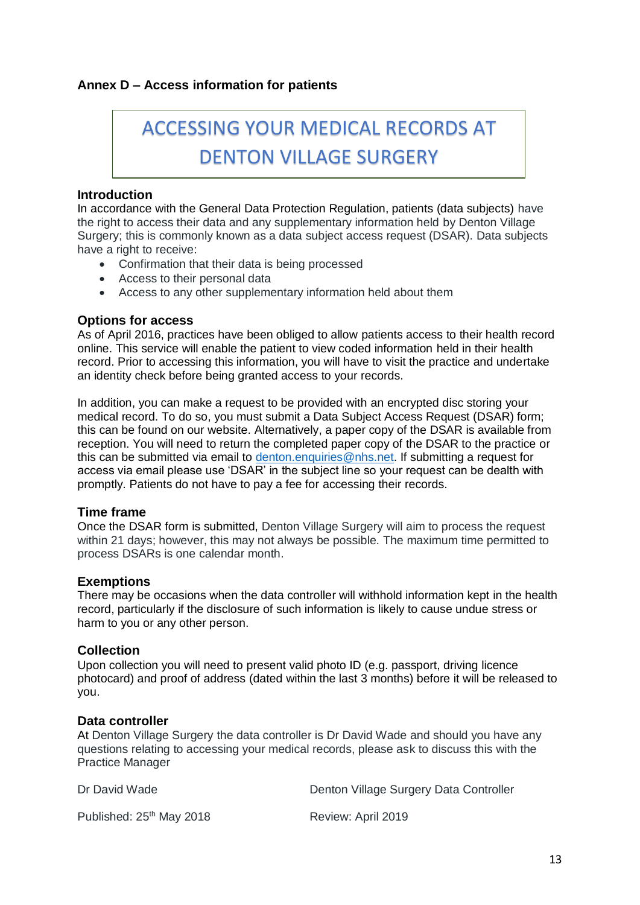**Annex D – Access information for patients**

# ACCESSING YOUR MEDICAL RECORDS AT DENTON VILLAGE SURGERY

### Introduction

In accordance with the General Data Protection Regulation, patients (data subjects) have the right to access their data and any supplementary information held by Denton Village Surgery; this is commonly known as a data subject access request (DSAR). Data subjects have a right to receive:

- Confirmation that their data is being processed
- Access to their personal data
- Access to any other supplementary information held about them

### Options for access

As of April 2016, practices have been obliged to allow patients access to their health record online. This service will enable the patient to view coded information held in their health record. Prior to accessing this information, you will have to visit the practice and undertake an identity check before being granted access to your records.

In addition, you can make a request to be provided with an encrypted disc storing your medical record. To do so, you must submit a Data Subject Access Request (DSAR) form; this can be found on our website. Alternatively, a paper copy of the DSAR is available from reception. You will need to return the completed paper copy of the DSAR to the practice or this can be submitted via email to denton.enquiries@nhs.net. If submitting a request for access via email please use 'DSAR' in the subject line so your request can be dealt with promptly. Patients do not have to pay a fee for accessing their records.

### Time frame

Once the DSAR form is submitted, Denton Village Surgery will aim to process the request within 21 days; however, this may not always be possible. The maximum time permitted to process DSARs is one calendar month.

### Exemptions

There may be occasions when the data controller will withhold information kept in the health record, particularly if the disclosure of such information is likely to cause undue stress or harm to you or any other person.

### Collection

Upon collection you will need to present valid photo ID (e.g. passport, driving licence photocard) and proof of address (dated within the last 3 months) before it will be released to you.

### Data controller

At Denton Village Surgery the data controller is Dr David Wade and should you have any questions relating to accessing your medical records, please ask to discuss this with the Practice Manager

Dr David Wade — Denton Village Surgery Data Controller

Published: 25th May 2018 — Review: April 2019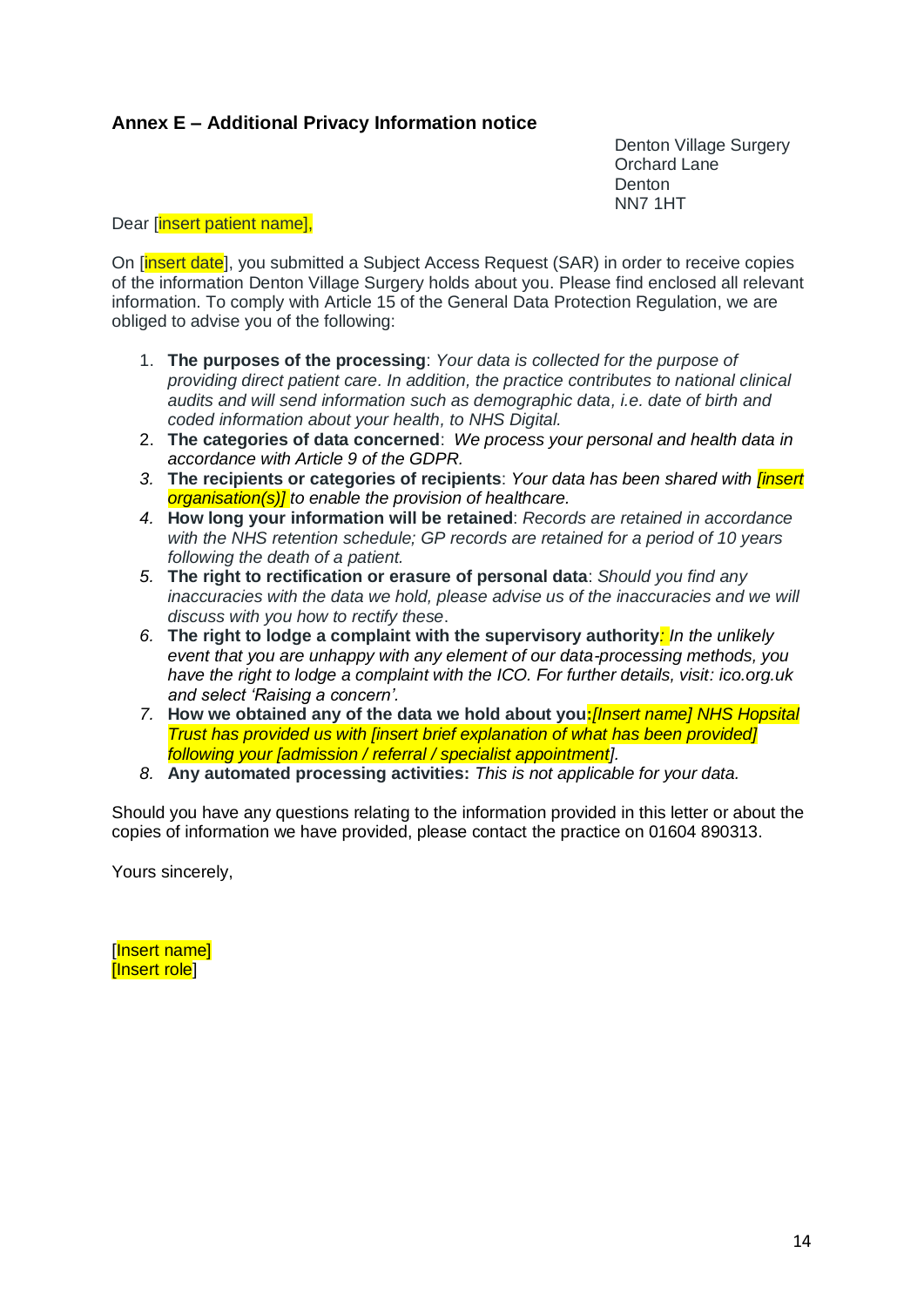## Annex E – Additional Privacy Information notice

Denton Village Surgery
Orchard Lane
Denton
NN7 1HT

Dear [insert patient name],

On [insert date], you submitted a Subject Access Request (SAR) in order to receive copies of the information Denton Village Surgery holds about you. Please find enclosed all relevant information. To comply with Article 15 of the General Data Protection Regulation, we are obliged to advise you of the following:

1. **The purposes of the processing**: *Your data is collected for the purpose of providing direct patient care. In addition, the practice contributes to national clinical audits and will send information such as demographic data, i.e. date of birth and coded information about your health, to NHS Digital.*
2. **The categories of data concerned**: *We process your personal and health data in accordance with Article 9 of the GDPR.*
3. **The recipients or categories of recipients**: *Your data has been shared with [insert organisation(s)] to enable the provision of healthcare.*
4. **How long your information will be retained**: *Records are retained in accordance with the NHS retention schedule; GP records are retained for a period of 10 years following the death of a patient.*
5. **The right to rectification or erasure of personal data**: *Should you find any inaccuracies with the data we hold, please advise us of the inaccuracies and we will discuss with you how to rectify these.*
6. **The right to lodge a complaint with the supervisory authority**: *In the unlikely event that you are unhappy with any element of our data-processing methods, you have the right to lodge a complaint with the ICO. For further details, visit: ico.org.uk and select 'Raising a concern'.*
7. **How we obtained any of the data we hold about you:** *[Insert name] NHS Hopsital Trust has provided us with [insert brief explanation of what has been provided] following your [admission / referral / specialist appointment].*
8. **Any automated processing activities:** *This is not applicable for your data.*

Should you have any questions relating to the information provided in this letter or about the copies of information we have provided, please contact the practice on 01604 890313.

Yours sincerely,

[Insert name]
[Insert role]